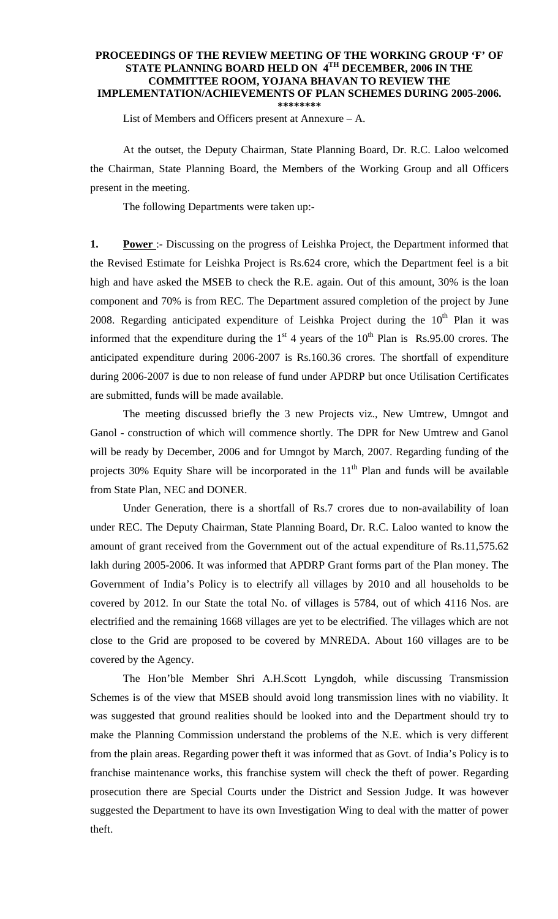**PROCEEDINGS OF THE REVIEW MEETING OF THE WORKING GROUP 'F' OF STATE PLANNING BOARD HELD ON 4TH DECEMBER, 2006 IN THE COMMITTEE ROOM, YOJANA BHAVAN TO REVIEW THE IMPLEMENTATION/ACHIEVEMENTS OF PLAN SCHEMES DURING 2005-2006.**

**\*\*\*\*\*\*\*\***

List of Members and Officers present at Annexure – A.

At the outset, the Deputy Chairman, State Planning Board, Dr. R.C. Laloo welcomed the Chairman, State Planning Board, the Members of the Working Group and all Officers present in the meeting.

The following Departments were taken up:-

**1. Power** :- Discussing on the progress of Leishka Project, the Department informed that the Revised Estimate for Leishka Project is Rs.624 crore, which the Department feel is a bit high and have asked the MSEB to check the R.E. again. Out of this amount, 30% is the loan component and 70% is from REC. The Department assured completion of the project by June 2008. Regarding anticipated expenditure of Leishka Project during the 10th Plan it was informed that the expenditure during the 1st 4 years of the 10th Plan is Rs.95.00 crores. The anticipated expenditure during 2006-2007 is Rs.160.36 crores. The shortfall of expenditure during 2006-2007 is due to non release of fund under APDRP but once Utilisation Certificates are submitted, funds will be made available.

The meeting discussed briefly the 3 new Projects viz., New Umtrew, Umngot and Ganol - construction of which will commence shortly. The DPR for New Umtrew and Ganol will be ready by December, 2006 and for Umngot by March, 2007. Regarding funding of the projects 30% Equity Share will be incorporated in the 11th Plan and funds will be available from State Plan, NEC and DONER.

Under Generation, there is a shortfall of Rs.7 crores due to non-availability of loan under REC. The Deputy Chairman, State Planning Board, Dr. R.C. Laloo wanted to know the amount of grant received from the Government out of the actual expenditure of Rs.11,575.62 lakh during 2005-2006. It was informed that APDRP Grant forms part of the Plan money. The Government of India's Policy is to electrify all villages by 2010 and all households to be covered by 2012. In our State the total No. of villages is 5784, out of which 4116 Nos. are electrified and the remaining 1668 villages are yet to be electrified. The villages which are not close to the Grid are proposed to be covered by MNREDA. About 160 villages are to be covered by the Agency.

The Hon'ble Member Shri A.H.Scott Lyngdoh, while discussing Transmission Schemes is of the view that MSEB should avoid long transmission lines with no viability. It was suggested that ground realities should be looked into and the Department should try to make the Planning Commission understand the problems of the N.E. which is very different from the plain areas. Regarding power theft it was informed that as Govt. of India's Policy is to franchise maintenance works, this franchise system will check the theft of power. Regarding prosecution there are Special Courts under the District and Session Judge. It was however suggested the Department to have its own Investigation Wing to deal with the matter of power theft.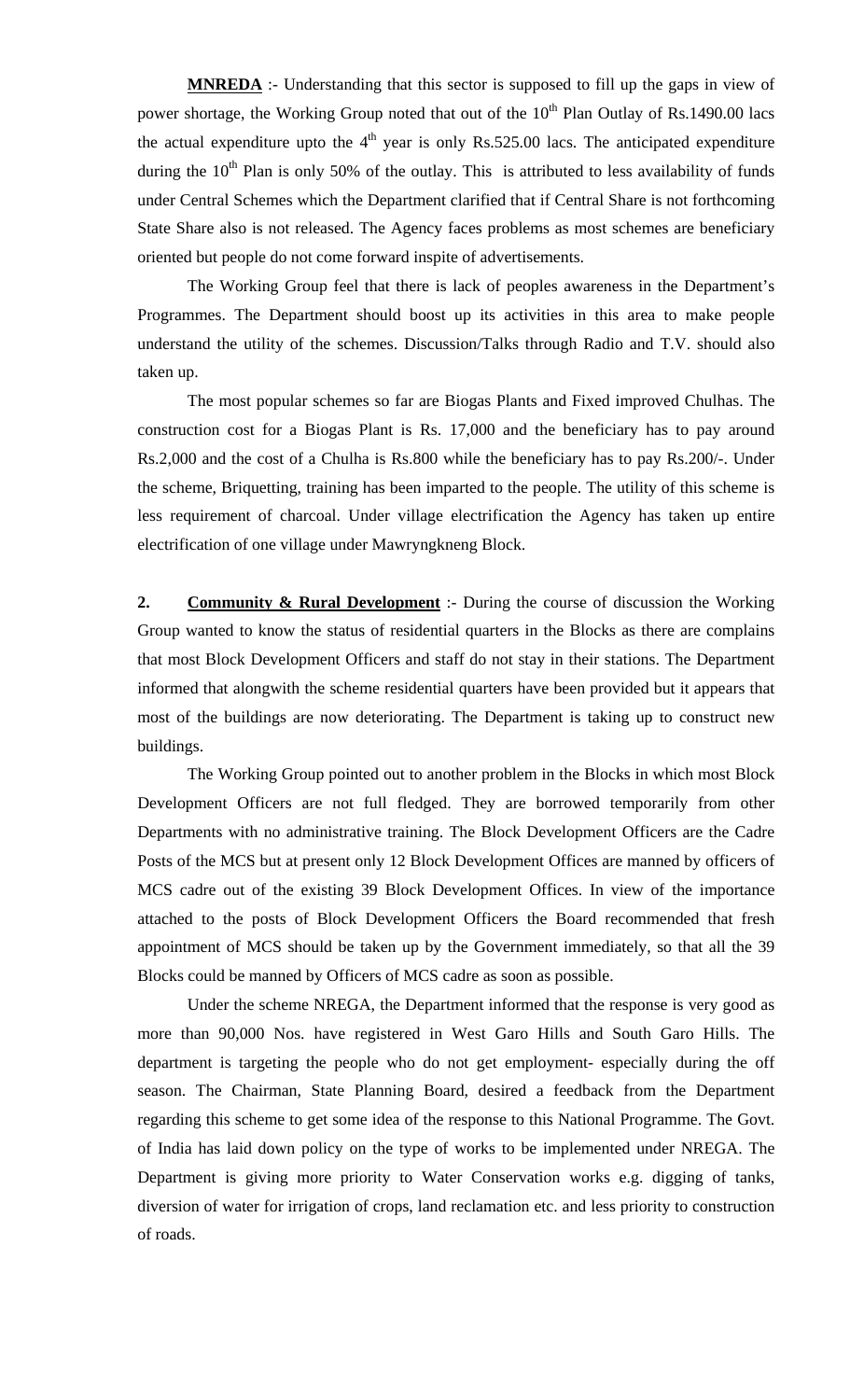**MNREDA** :- Understanding that this sector is supposed to fill up the gaps in view of power shortage, the Working Group noted that out of the 10$^{th}$ Plan Outlay of Rs.1490.00 lacs the actual expenditure upto the 4$^{th}$ year is only Rs.525.00 lacs. The anticipated expenditure during the 10$^{th}$ Plan is only 50% of the outlay. This is attributed to less availability of funds under Central Schemes which the Department clarified that if Central Share is not forthcoming State Share also is not released. The Agency faces problems as most schemes are beneficiary oriented but people do not come forward inspite of advertisements.

The Working Group feel that there is lack of peoples awareness in the Department's Programmes. The Department should boost up its activities in this area to make people understand the utility of the schemes. Discussion/Talks through Radio and T.V. should also taken up.

The most popular schemes so far are Biogas Plants and Fixed improved Chulhas. The construction cost for a Biogas Plant is Rs. 17,000 and the beneficiary has to pay around Rs.2,000 and the cost of a Chulha is Rs.800 while the beneficiary has to pay Rs.200/-. Under the scheme, Briquetting, training has been imparted to the people. The utility of this scheme is less requirement of charcoal. Under village electrification the Agency has taken up entire electrification of one village under Mawryngkneng Block.

**2. Community & Rural Development** :- During the course of discussion the Working Group wanted to know the status of residential quarters in the Blocks as there are complains that most Block Development Officers and staff do not stay in their stations. The Department informed that alongwith the scheme residential quarters have been provided but it appears that most of the buildings are now deteriorating. The Department is taking up to construct new buildings.

The Working Group pointed out to another problem in the Blocks in which most Block Development Officers are not full fledged. They are borrowed temporarily from other Departments with no administrative training. The Block Development Officers are the Cadre Posts of the MCS but at present only 12 Block Development Offices are manned by officers of MCS cadre out of the existing 39 Block Development Offices. In view of the importance attached to the posts of Block Development Officers the Board recommended that fresh appointment of MCS should be taken up by the Government immediately, so that all the 39 Blocks could be manned by Officers of MCS cadre as soon as possible.

Under the scheme NREGA, the Department informed that the response is very good as more than 90,000 Nos. have registered in West Garo Hills and South Garo Hills. The department is targeting the people who do not get employment- especially during the off season. The Chairman, State Planning Board, desired a feedback from the Department regarding this scheme to get some idea of the response to this National Programme. The Govt. of India has laid down policy on the type of works to be implemented under NREGA. The Department is giving more priority to Water Conservation works e.g. digging of tanks, diversion of water for irrigation of crops, land reclamation etc. and less priority to construction of roads.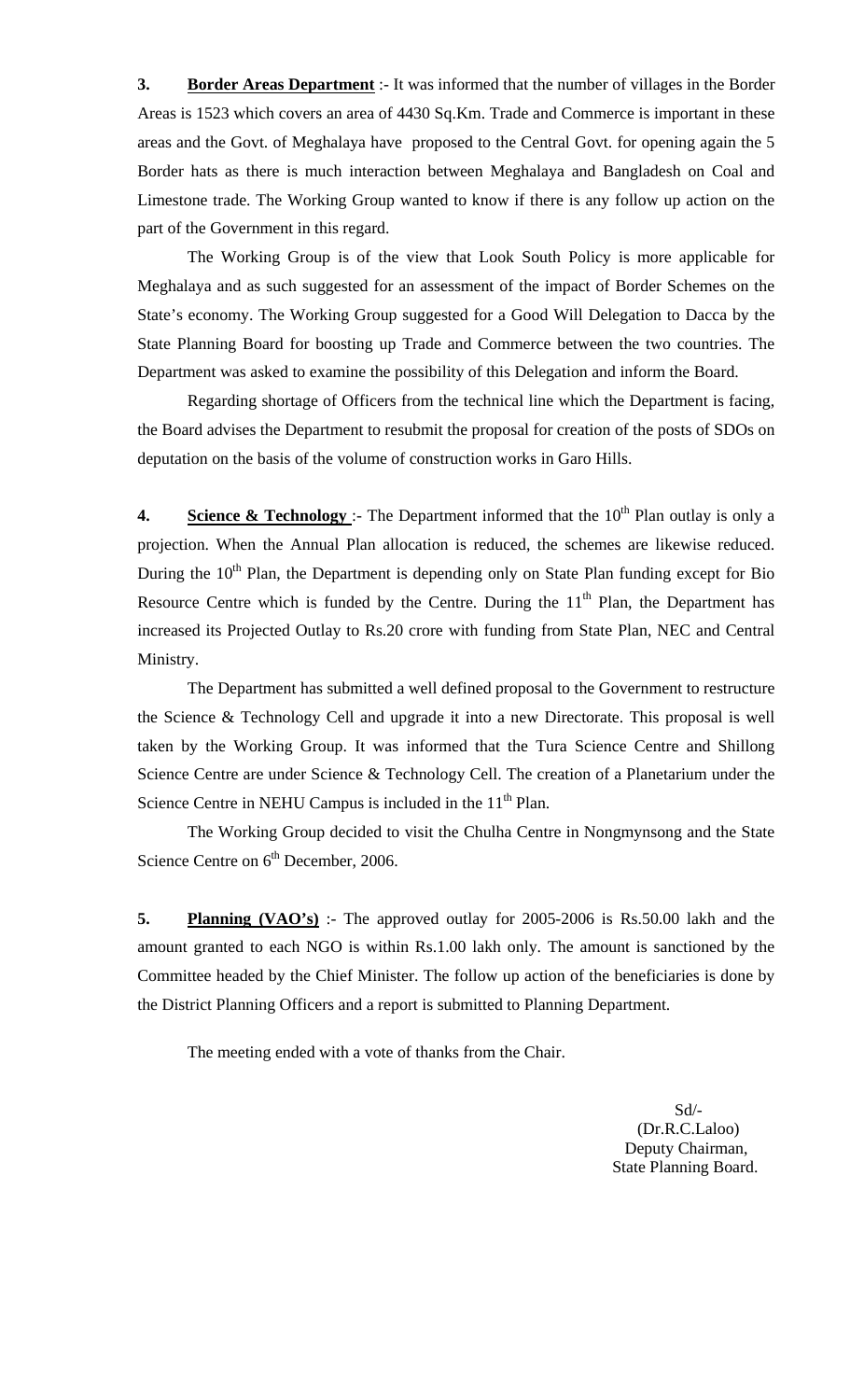**3. Border Areas Department** :- It was informed that the number of villages in the Border Areas is 1523 which covers an area of 4430 Sq.Km. Trade and Commerce is important in these areas and the Govt. of Meghalaya have proposed to the Central Govt. for opening again the 5 Border hats as there is much interaction between Meghalaya and Bangladesh on Coal and Limestone trade. The Working Group wanted to know if there is any follow up action on the part of the Government in this regard.

The Working Group is of the view that Look South Policy is more applicable for Meghalaya and as such suggested for an assessment of the impact of Border Schemes on the State's economy. The Working Group suggested for a Good Will Delegation to Dacca by the State Planning Board for boosting up Trade and Commerce between the two countries. The Department was asked to examine the possibility of this Delegation and inform the Board.

Regarding shortage of Officers from the technical line which the Department is facing, the Board advises the Department to resubmit the proposal for creation of the posts of SDOs on deputation on the basis of the volume of construction works in Garo Hills.

**4. Science & Technology** :- The Department informed that the 10th Plan outlay is only a projection. When the Annual Plan allocation is reduced, the schemes are likewise reduced. During the 10th Plan, the Department is depending only on State Plan funding except for Bio Resource Centre which is funded by the Centre. During the 11th Plan, the Department has increased its Projected Outlay to Rs.20 crore with funding from State Plan, NEC and Central Ministry.

The Department has submitted a well defined proposal to the Government to restructure the Science & Technology Cell and upgrade it into a new Directorate. This proposal is well taken by the Working Group. It was informed that the Tura Science Centre and Shillong Science Centre are under Science & Technology Cell. The creation of a Planetarium under the Science Centre in NEHU Campus is included in the 11th Plan.

The Working Group decided to visit the Chulha Centre in Nongmynsong and the State Science Centre on 6th December, 2006.

**5. Planning (VAO's)** :- The approved outlay for 2005-2006 is Rs.50.00 lakh and the amount granted to each NGO is within Rs.1.00 lakh only. The amount is sanctioned by the Committee headed by the Chief Minister. The follow up action of the beneficiaries is done by the District Planning Officers and a report is submitted to Planning Department.

The meeting ended with a vote of thanks from the Chair.

Sd/-
(Dr.R.C.Laloo)
Deputy Chairman,
State Planning Board.